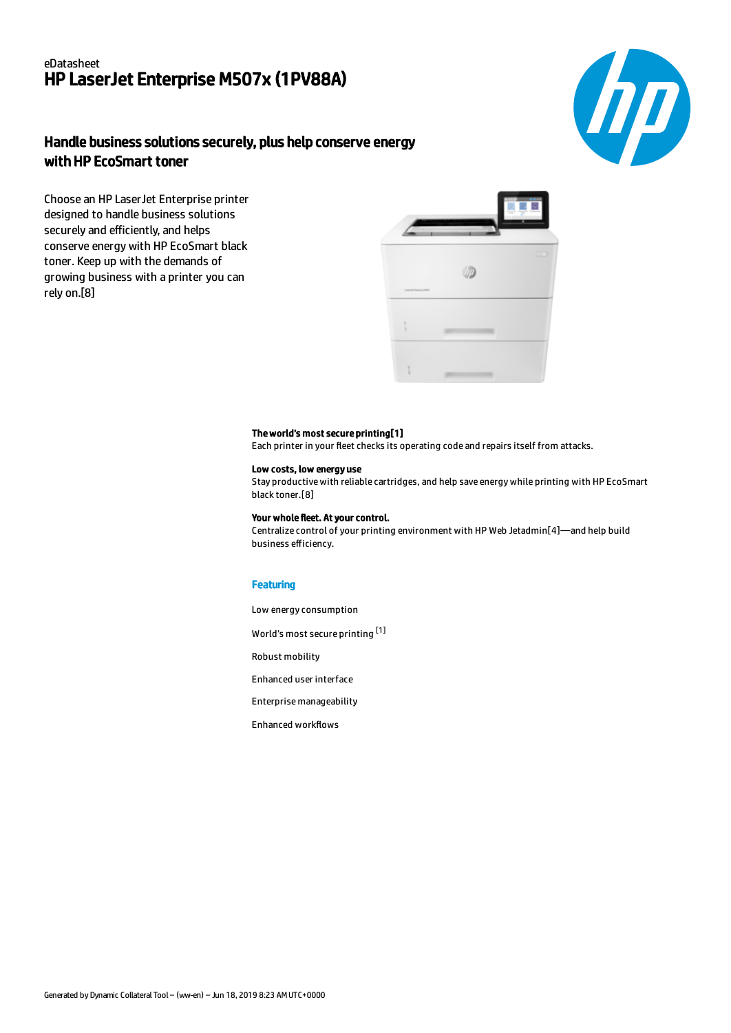eDatasheet

# HP LaserJet Enterprise M507x (1PV88A)

## Handle business solutions securely, plus help conserve energy with HP EcoSmart toner

Choose an HP LaserJet Enterprise printer designed to handle business solutions securely and efficiently, and helps conserve energy with HP EcoSmart black toner. Keep up with the demands of growing business with a printer you can rely on.[8]

**The world's most secure printing[1]**
Each printer in your fleet checks its operating code and repairs itself from attacks.

**Low costs, low energy use**
Stay productive with reliable cartridges, and help save energy while printing with HP EcoSmart black toner.[8]

**Your whole fleet. At your control.**
Centralize control of your printing environment with HP Web Jetadmin[4]—and help build business efficiency.

### Featuring

Low energy consumption

World's most secure printing [1]

Robust mobility

Enhanced user interface

Enterprise manageability

Enhanced workflows

Generated by Dynamic Collateral Tool – (ww-en) – Jun 18, 2019 8:23 AM UTC+0000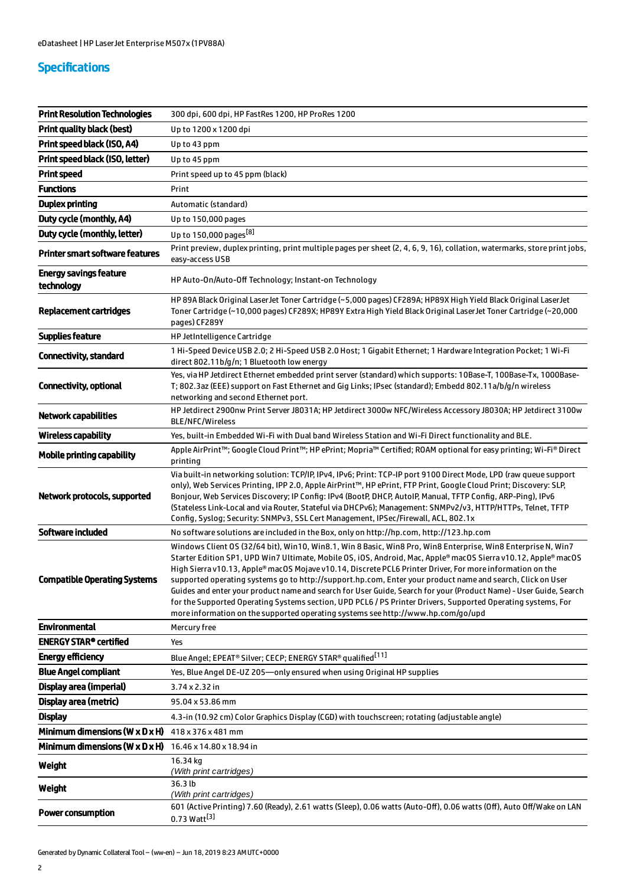## Specifications

| | |
|---|---|
| **Print Resolution Technologies** | 300 dpi, 600 dpi, HP FastRes 1200, HP ProRes 1200 |
| **Print quality black (best)** | Up to 1200 x 1200 dpi |
| **Print speed black (ISO, A4)** | Up to 43 ppm |
| **Print speed black (ISO, letter)** | Up to 45 ppm |
| **Print speed** | Print speed up to 45 ppm (black) |
| **Functions** | Print |
| **Duplex printing** | Automatic (standard) |
| **Duty cycle (monthly, A4)** | Up to 150,000 pages |
| **Duty cycle (monthly, letter)** | Up to 150,000 pages[8] |
| **Printer smart software features** | Print preview, duplex printing, print multiple pages per sheet (2, 4, 6, 9, 16), collation, watermarks, store print jobs, easy-access USB |
| **Energy savings feature technology** | HP Auto-On/Auto-Off Technology; Instant-on Technology |
| **Replacement cartridges** | HP 89A Black Original LaserJet Toner Cartridge (~5,000 pages) CF289A; HP89X High Yield Black Original LaserJet Toner Cartridge (~10,000 pages) CF289X; HP89Y Extra High Yield Black Original LaserJet Toner Cartridge (~20,000 pages) CF289Y |
| **Supplies feature** | HP JetIntelligence Cartridge |
| **Connectivity, standard** | 1 Hi-Speed Device USB 2.0; 2 Hi-Speed USB 2.0 Host; 1 Gigabit Ethernet; 1 Hardware Integration Pocket; 1 Wi-Fi direct 802.11b/g/n; 1 Bluetooth low energy |
| **Connectivity, optional** | Yes, via HP Jetdirect Ethernet embedded print server (standard) which supports: 10Base-T, 100Base-Tx, 1000Base-T; 802.3az (EEE) support on Fast Ethernet and Gig Links; IPsec (standard); Embedd 802.11a/b/g/n wireless networking and second Ethernet port. |
| **Network capabilities** | HP Jetdirect 2900nw Print Server J8031A; HP Jetdirect 3000w NFC/Wireless Accessory J8030A; HP Jetdirect 3100w BLE/NFC/Wireless |
| **Wireless capability** | Yes, built-in Embedded Wi-Fi with Dual band Wireless Station and Wi-Fi Direct functionality and BLE. |
| **Mobile printing capability** | Apple AirPrint™; Google Cloud Print™; HP ePrint; Mopria™ Certified; ROAM optional for easy printing; Wi-Fi® Direct printing |
| **Network protocols, supported** | Via built-in networking solution: TCP/IP, IPv4, IPv6; Print: TCP-IP port 9100 Direct Mode, LPD (raw queue support only), Web Services Printing, IPP 2.0, Apple AirPrint™, HP ePrint, FTP Print, Google Cloud Print; Discovery: SLP, Bonjour, Web Services Discovery; IP Config: IPv4 (BootP, DHCP, AutoIP, Manual, TFTP Config, ARP-Ping), IPv6 (Stateless Link-Local and via Router, Stateful via DHCPv6); Management: SNMPv2/v3, HTTP/HTTPs, Telnet, TFTP Config, Syslog; Security: SNMPv3, SSL Cert Management, IPSec/Firewall, ACL, 802.1x |
| **Software included** | No software solutions are included in the Box, only on http://hp.com, http://123.hp.com |
| **Compatible Operating Systems** | Windows Client OS (32/64 bit), Win10, Win8.1, Win 8 Basic, Win8 Pro, Win8 Enterprise, Win8 Enterprise N, Win7 Starter Edition SP1, UPD Win7 Ultimate, Mobile OS, iOS, Android, Mac, Apple® macOS Sierra v10.12, Apple® macOS High Sierra v10.13, Apple® macOS Mojave v10.14, Discrete PCL6 Printer Driver, For more information on the supported operating systems go to http://support.hp.com, Enter your product name and search, Click on User Guides and enter your product name and search for User Guide, Search for your (Product Name) - User Guide, Search for the Supported Operating Systems section, UPD PCL6 / PS Printer Drivers, Supported Operating systems, For more information on the supported operating systems see http://www.hp.com/go/upd |
| **Environmental** | Mercury free |
| **ENERGY STAR® certified** | Yes |
| **Energy efficiency** | Blue Angel; EPEAT® Silver; CECP; ENERGY STAR® qualified[11] |
| **Blue Angel compliant** | Yes, Blue Angel DE-UZ 205—only ensured when using Original HP supplies |
| **Display area (imperial)** | 3.74 x 2.32 in |
| **Display area (metric)** | 95.04 x 53.86 mm |
| **Display** | 4.3-in (10.92 cm) Color Graphics Display (CGD) with touchscreen; rotating (adjustable angle) |
| **Minimum dimensions (W x D x H)** | 418 x 376 x 481 mm |
| **Minimum dimensions (W x D x H)** | 16.46 x 14.80 x 18.94 in |
| **Weight** | 16.34 kg *(With print cartridges)* |
| **Weight** | 36.3 lb *(With print cartridges)* |
| **Power consumption** | 601 (Active Printing) 7.60 (Ready), 2.61 watts (Sleep), 0.06 watts (Auto-Off), 0.06 watts (Off), Auto Off/Wake on LAN 0.73 Watt[3] |

Generated by Dynamic Collateral Tool – (ww-en) – Jun 18, 2019 8:23 AM UTC+0000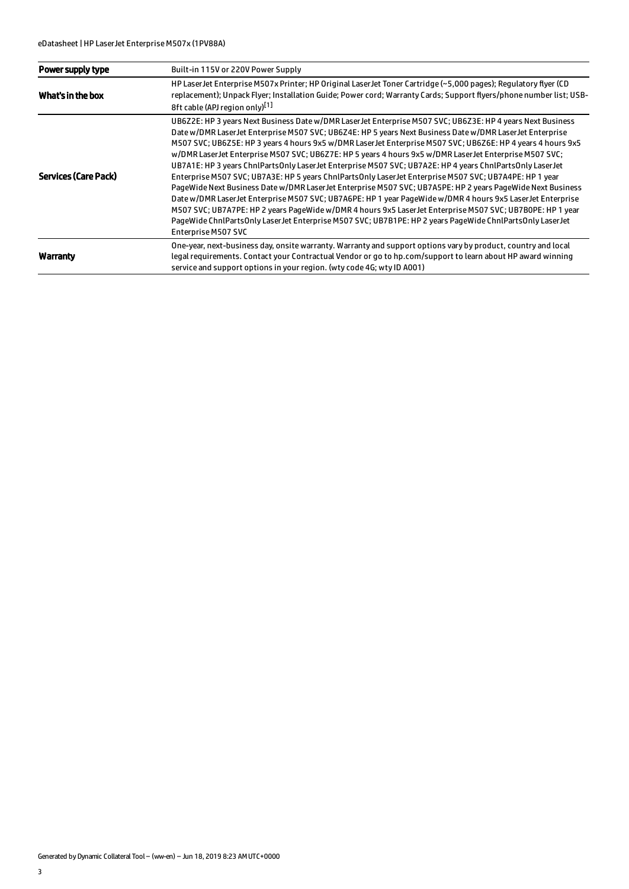| | |
|---|---|
| **Power supply type** | Built-in 115V or 220V Power Supply |
| **What's in the box** | HP LaserJet Enterprise M507x Printer; HP Original LaserJet Toner Cartridge (~5,000 pages); Regulatory flyer (CD replacement); Unpack Flyer; Installation Guide; Power cord; Warranty Cards; Support flyers/phone number list; USB-8ft cable (APJ region only)[1] |
| **Services (Care Pack)** | UB6Z2E: HP 3 years Next Business Date w/DMR LaserJet Enterprise M507 SVC; UB6Z3E: HP 4 years Next Business Date w/DMR LaserJet Enterprise M507 SVC; UB6Z4E: HP 5 years Next Business Date w/DMR LaserJet Enterprise M507 SVC; UB6Z5E: HP 3 years 4 hours 9x5 w/DMR LaserJet Enterprise M507 SVC; UB6Z6E: HP 4 years 4 hours 9x5 w/DMR LaserJet Enterprise M507 SVC; UB6Z7E: HP 5 years 4 hours 9x5 w/DMR LaserJet Enterprise M507 SVC; UB7A1E: HP 3 years ChnlPartsOnly LaserJet Enterprise M507 SVC; UB7A2E: HP 4 years ChnlPartsOnly LaserJet Enterprise M507 SVC; UB7A3E: HP 5 years ChnlPartsOnly LaserJet Enterprise M507 SVC; UB7A4PE: HP 1 year PageWide Next Business Date w/DMR LaserJet Enterprise M507 SVC; UB7A5PE: HP 2 years PageWide Next Business Date w/DMR LaserJet Enterprise M507 SVC; UB7A6PE: HP 1 year PageWide w/DMR 4 hours 9x5 LaserJet Enterprise M507 SVC; UB7A7PE: HP 2 years PageWide w/DMR 4 hours 9x5 LaserJet Enterprise M507 SVC; UB7B0PE: HP 1 year PageWide ChnlPartsOnly LaserJet Enterprise M507 SVC; UB7B1PE: HP 2 years PageWide ChnlPartsOnly LaserJet Enterprise M507 SVC |
| **Warranty** | One-year, next-business day, onsite warranty. Warranty and support options vary by product, country and local legal requirements. Contact your Contractual Vendor or go to hp.com/support to learn about HP award winning service and support options in your region. (wty code 4G; wty ID A001) |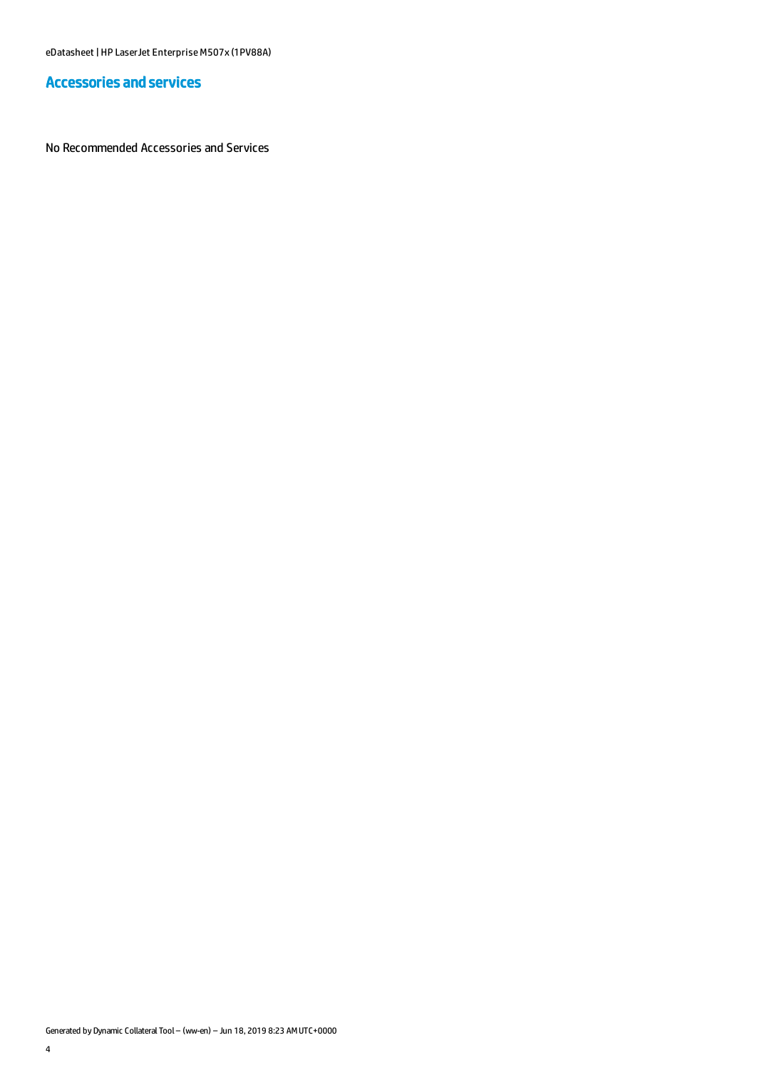## Accessories and services

No Recommended Accessories and Services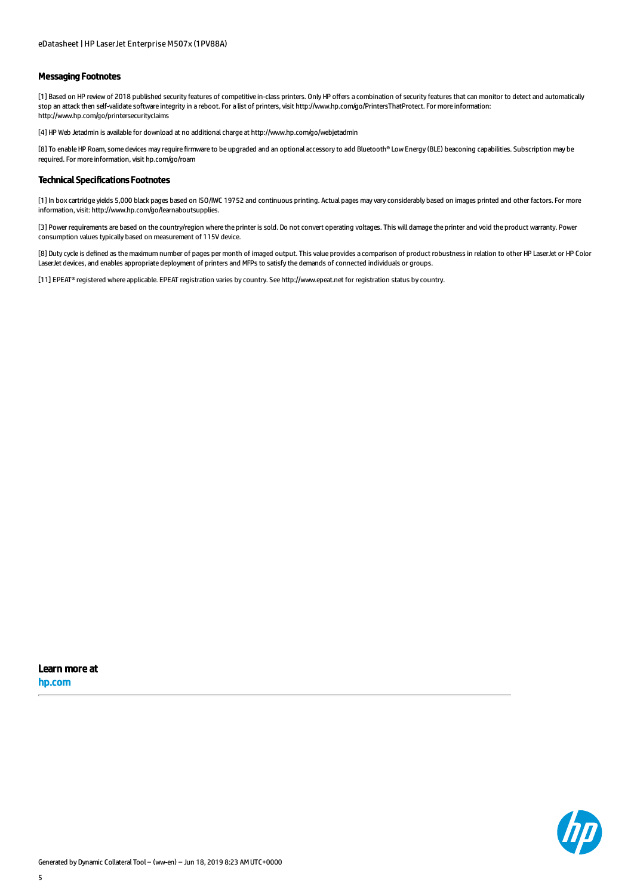## Messaging Footnotes

[1] Based on HP review of 2018 published security features of competitive in-class printers. Only HP offers a combination of security features that can monitor to detect and automatically stop an attack then self-validate software integrity in a reboot. For a list of printers, visit http://www.hp.com/go/PrintersThatProtect. For more information: http://www.hp.com/go/printersecurityclaims

[4] HP Web Jetadmin is available for download at no additional charge at http://www.hp.com/go/webjetadmin

[8] To enable HP Roam, some devices may require firmware to be upgraded and an optional accessory to add Bluetooth® Low Energy (BLE) beaconing capabilities. Subscription may be required. For more information, visit hp.com/go/roam

## Technical Specifications Footnotes

[1] In box cartridge yields 5,000 black pages based on ISO/IWC 19752 and continuous printing. Actual pages may vary considerably based on images printed and other factors. For more information, visit: http://www.hp.com/go/learnaboutsupplies.

[3] Power requirements are based on the country/region where the printer is sold. Do not convert operating voltages. This will damage the printer and void the product warranty. Power consumption values typically based on measurement of 115V device.

[8] Duty cycle is defined as the maximum number of pages per month of imaged output. This value provides a comparison of product robustness in relation to other HP LaserJet or HP Color LaserJet devices, and enables appropriate deployment of printers and MFPs to satisfy the demands of connected individuals or groups.

[11] EPEAT® registered where applicable. EPEAT registration varies by country. See http://www.epeat.net for registration status by country.

**Learn more at**
**hp.com**

Generated by Dynamic Collateral Tool – (ww-en) – Jun 18, 2019 8:23 AM UTC+0000